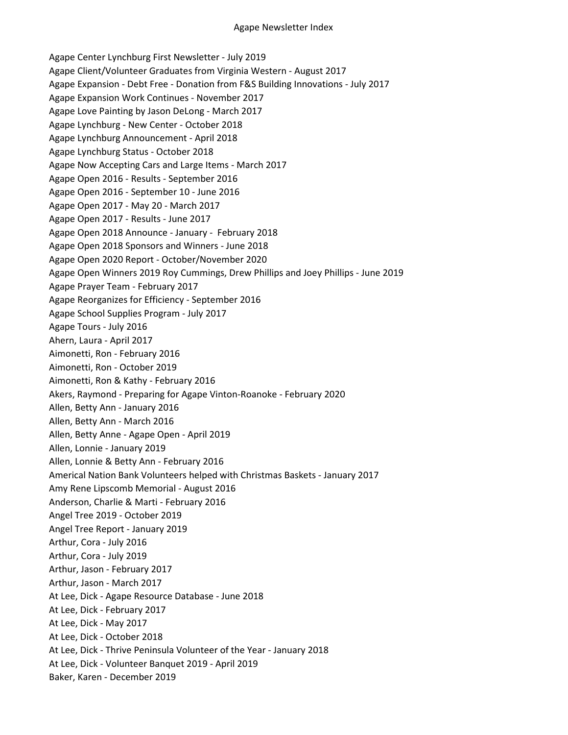# Agape Newsletter Index

Agape Center Lynchburg First Newsletter - July 2019
Agape Client/Volunteer Graduates from Virginia Western - August 2017
Agape Expansion - Debt Free - Donation from F&S Building Innovations - July 2017
Agape Expansion Work Continues - November 2017
Agape Love Painting by Jason DeLong - March 2017
Agape Lynchburg - New Center - October 2018
Agape Lynchburg Announcement - April 2018
Agape Lynchburg Status - October 2018
Agape Now Accepting Cars and Large Items - March 2017
Agape Open 2016 - Results - September 2016
Agape Open 2016 - September 10 - June 2016
Agape Open 2017 - May 20 - March 2017
Agape Open 2017 - Results - June 2017
Agape Open 2018 Announce - January - February 2018
Agape Open 2018 Sponsors and Winners - June 2018
Agape Open 2020 Report - October/November 2020
Agape Open Winners 2019 Roy Cummings, Drew Phillips and Joey Phillips - June 2019
Agape Prayer Team - February 2017
Agape Reorganizes for Efficiency - September 2016
Agape School Supplies Program - July 2017
Agape Tours - July 2016
Ahern, Laura - April 2017
Aimonetti, Ron - February 2016
Aimonetti, Ron - October 2019
Aimonetti, Ron & Kathy - February 2016
Akers, Raymond - Preparing for Agape Vinton-Roanoke - February 2020
Allen, Betty Ann - January 2016
Allen, Betty Ann - March 2016
Allen, Betty Anne - Agape Open - April 2019
Allen, Lonnie - January 2019
Allen, Lonnie & Betty Ann - February 2016
Americal Nation Bank Volunteers helped with Christmas Baskets - January 2017
Amy Rene Lipscomb Memorial - August 2016
Anderson, Charlie & Marti - February 2016
Angel Tree 2019 - October 2019
Angel Tree Report - January 2019
Arthur, Cora - July 2016
Arthur, Cora - July 2019
Arthur, Jason - February 2017
Arthur, Jason - March 2017
At Lee, Dick - Agape Resource Database - June 2018
At Lee, Dick - February 2017
At Lee, Dick - May 2017
At Lee, Dick - October 2018
At Lee, Dick - Thrive Peninsula Volunteer of the Year - January 2018
At Lee, Dick - Volunteer Banquet 2019 - April 2019
Baker, Karen - December 2019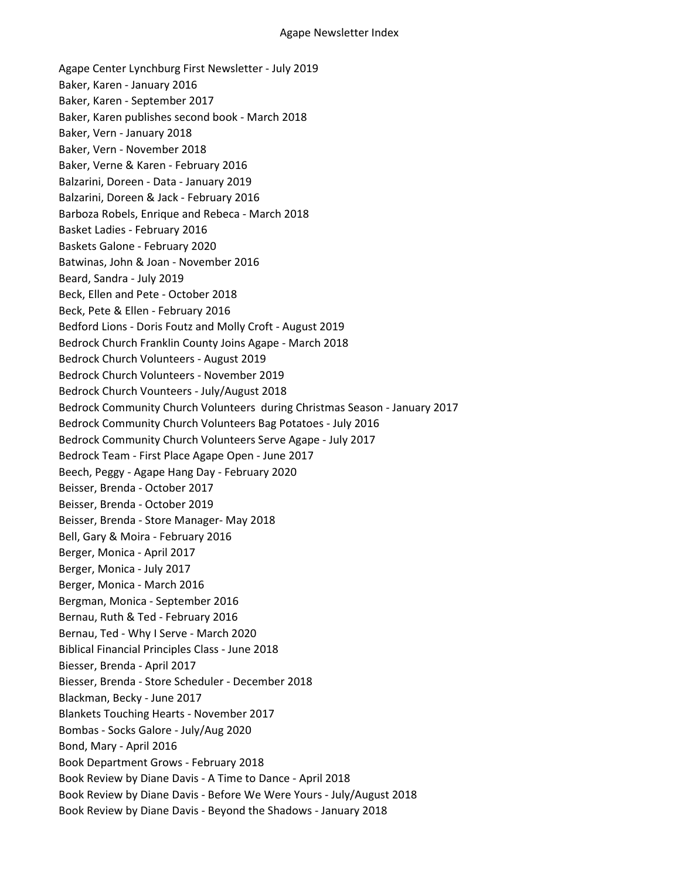Agape Newsletter Index

Agape Center Lynchburg First Newsletter - July 2019
Baker, Karen - January 2016
Baker, Karen - September 2017
Baker, Karen publishes second book - March 2018
Baker, Vern - January 2018
Baker, Vern - November 2018
Baker, Verne & Karen - February 2016
Balzarini, Doreen - Data - January 2019
Balzarini, Doreen & Jack - February 2016
Barboza Robels, Enrique and Rebeca - March 2018
Basket Ladies - February 2016
Baskets Galone - February 2020
Batwinas, John & Joan - November 2016
Beard, Sandra - July 2019
Beck, Ellen and Pete - October 2018
Beck, Pete & Ellen - February 2016
Bedford Lions - Doris Foutz and Molly Croft - August 2019
Bedrock Church Franklin County Joins Agape - March 2018
Bedrock Church Volunteers - August 2019
Bedrock Church Volunteers - November 2019
Bedrock Church Vounteers - July/August 2018
Bedrock Community Church Volunteers  during Christmas Season - January 2017
Bedrock Community Church Volunteers Bag Potatoes - July 2016
Bedrock Community Church Volunteers Serve Agape - July 2017
Bedrock Team - First Place Agape Open - June 2017
Beech, Peggy - Agape Hang Day - February 2020
Beisser, Brenda - October 2017
Beisser, Brenda - October 2019
Beisser, Brenda - Store Manager- May 2018
Bell, Gary & Moira - February 2016
Berger, Monica - April 2017
Berger, Monica - July 2017
Berger, Monica - March 2016
Bergman, Monica - September 2016
Bernau, Ruth & Ted - February 2016
Bernau, Ted - Why I Serve - March 2020
Biblical Financial Principles Class - June 2018
Biesser, Brenda - April 2017
Biesser, Brenda - Store Scheduler - December 2018
Blackman, Becky - June 2017
Blankets Touching Hearts - November 2017
Bombas - Socks Galore - July/Aug 2020
Bond, Mary - April 2016
Book Department Grows - February 2018
Book Review by Diane Davis - A Time to Dance - April 2018
Book Review by Diane Davis - Before We Were Yours - July/August 2018
Book Review by Diane Davis - Beyond the Shadows - January 2018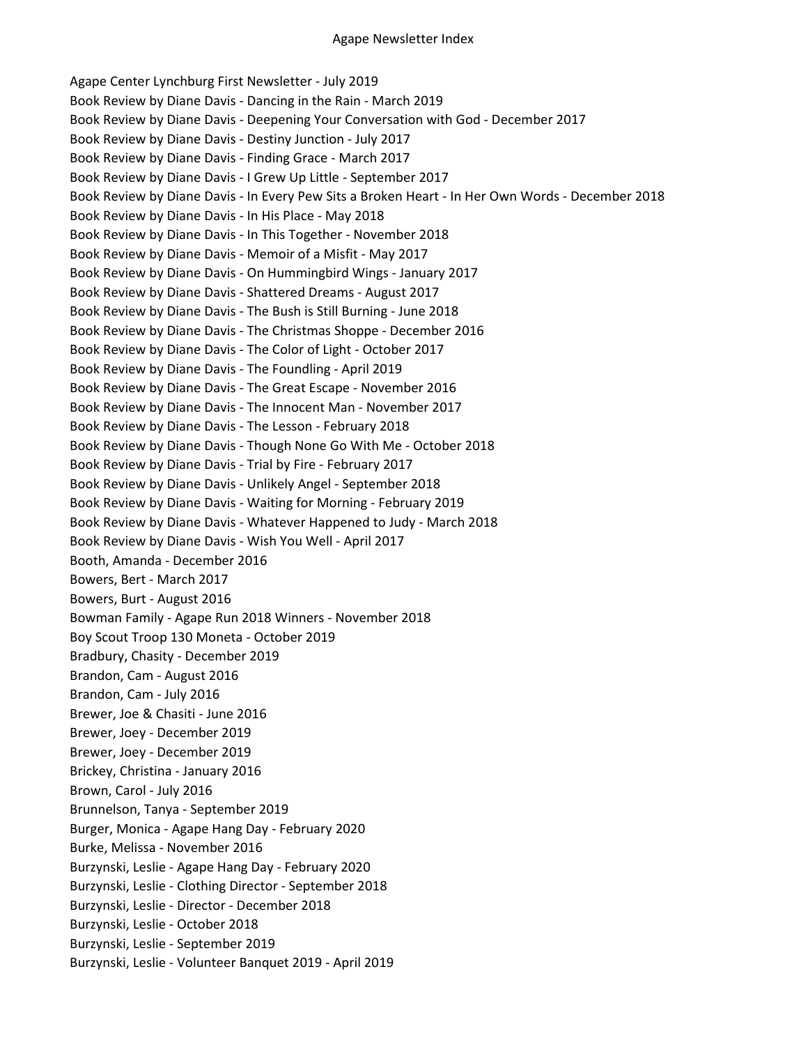# Agape Newsletter Index

Agape Center Lynchburg First Newsletter - July 2019
Book Review by Diane Davis - Dancing in the Rain - March 2019
Book Review by Diane Davis - Deepening Your Conversation with God - December 2017
Book Review by Diane Davis - Destiny Junction - July 2017
Book Review by Diane Davis - Finding Grace - March 2017
Book Review by Diane Davis - I Grew Up Little - September 2017
Book Review by Diane Davis - In Every Pew Sits a Broken Heart - In Her Own Words - December 2018
Book Review by Diane Davis - In His Place - May 2018
Book Review by Diane Davis - In This Together - November 2018
Book Review by Diane Davis - Memoir of a Misfit - May 2017
Book Review by Diane Davis - On Hummingbird Wings - January 2017
Book Review by Diane Davis - Shattered Dreams - August 2017
Book Review by Diane Davis - The Bush is Still Burning - June 2018
Book Review by Diane Davis - The Christmas Shoppe - December 2016
Book Review by Diane Davis - The Color of Light - October 2017
Book Review by Diane Davis - The Foundling - April 2019
Book Review by Diane Davis - The Great Escape - November 2016
Book Review by Diane Davis - The Innocent Man - November 2017
Book Review by Diane Davis - The Lesson - February 2018
Book Review by Diane Davis - Though None Go With Me - October 2018
Book Review by Diane Davis - Trial by Fire - February 2017
Book Review by Diane Davis - Unlikely Angel - September 2018
Book Review by Diane Davis - Waiting for Morning - February 2019
Book Review by Diane Davis - Whatever Happened to Judy - March 2018
Book Review by Diane Davis - Wish You Well - April 2017
Booth, Amanda - December 2016
Bowers, Bert - March 2017
Bowers, Burt - August 2016
Bowman Family - Agape Run 2018 Winners - November 2018
Boy Scout Troop 130 Moneta - October 2019
Bradbury, Chasity - December 2019
Brandon, Cam - August 2016
Brandon, Cam - July 2016
Brewer, Joe & Chasiti - June 2016
Brewer, Joey - December 2019
Brewer, Joey - December 2019
Brickey, Christina - January 2016
Brown, Carol - July 2016
Brunnelson, Tanya - September 2019
Burger, Monica - Agape Hang Day - February 2020
Burke, Melissa - November 2016
Burzynski, Leslie - Agape Hang Day - February 2020
Burzynski, Leslie - Clothing Director - September 2018
Burzynski, Leslie - Director - December 2018
Burzynski, Leslie - October 2018
Burzynski, Leslie - September 2019
Burzynski, Leslie - Volunteer Banquet 2019 - April 2019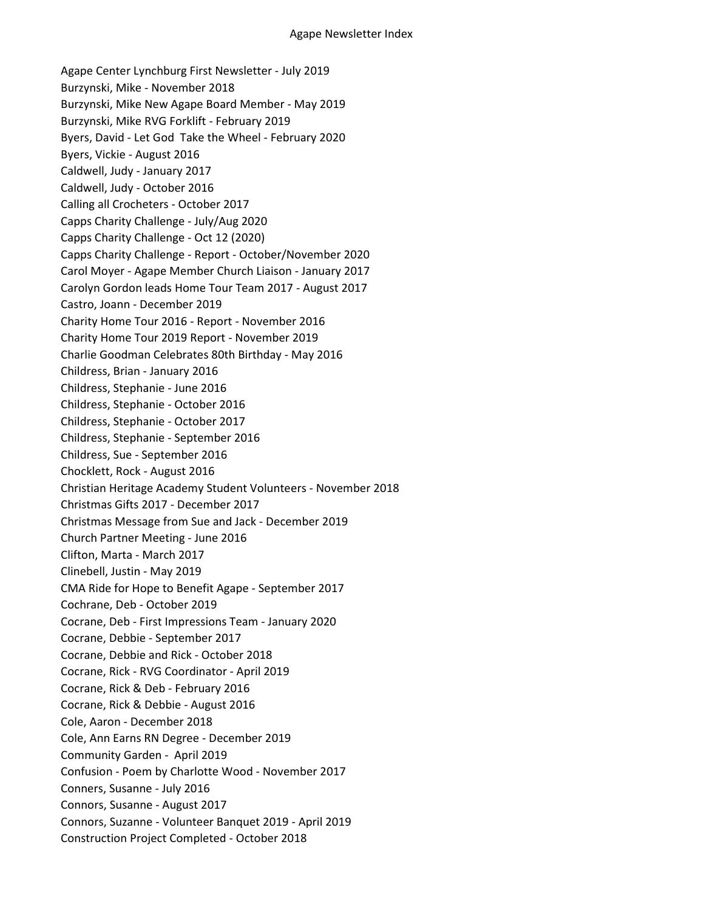Agape Center Lynchburg First Newsletter - July 2019
Burzynski, Mike - November 2018
Burzynski, Mike New Agape Board Member - May 2019
Burzynski, Mike RVG Forklift - February 2019
Byers, David - Let God Take the Wheel - February 2020
Byers, Vickie - August 2016
Caldwell, Judy - January 2017
Caldwell, Judy - October 2016
Calling all Crocheters - October 2017
Capps Charity Challenge - July/Aug 2020
Capps Charity Challenge - Oct 12 (2020)
Capps Charity Challenge - Report - October/November 2020
Carol Moyer - Agape Member Church Liaison - January 2017
Carolyn Gordon leads Home Tour Team 2017 - August 2017
Castro, Joann - December 2019
Charity Home Tour 2016 - Report - November 2016
Charity Home Tour 2019 Report - November 2019
Charlie Goodman Celebrates 80th Birthday - May 2016
Childress, Brian - January 2016
Childress, Stephanie - June 2016
Childress, Stephanie - October 2016
Childress, Stephanie - October 2017
Childress, Stephanie - September 2016
Childress, Sue - September 2016
Chocklett, Rock - August 2016
Christian Heritage Academy Student Volunteers - November 2018
Christmas Gifts 2017 - December 2017
Christmas Message from Sue and Jack - December 2019
Church Partner Meeting - June 2016
Clifton, Marta - March 2017
Clinebell, Justin - May 2019
CMA Ride for Hope to Benefit Agape - September 2017
Cochrane, Deb - October 2019
Cocrane, Deb - First Impressions Team - January 2020
Cocrane, Debbie - September 2017
Cocrane, Debbie and Rick - October 2018
Cocrane, Rick - RVG Coordinator - April 2019
Cocrane, Rick & Deb - February 2016
Cocrane, Rick & Debbie - August 2016
Cole, Aaron - December 2018
Cole, Ann Earns RN Degree - December 2019
Community Garden - April 2019
Confusion - Poem by Charlotte Wood - November 2017
Conners, Susanne - July 2016
Connors, Susanne - August 2017
Connors, Suzanne - Volunteer Banquet 2019 - April 2019
Construction Project Completed - October 2018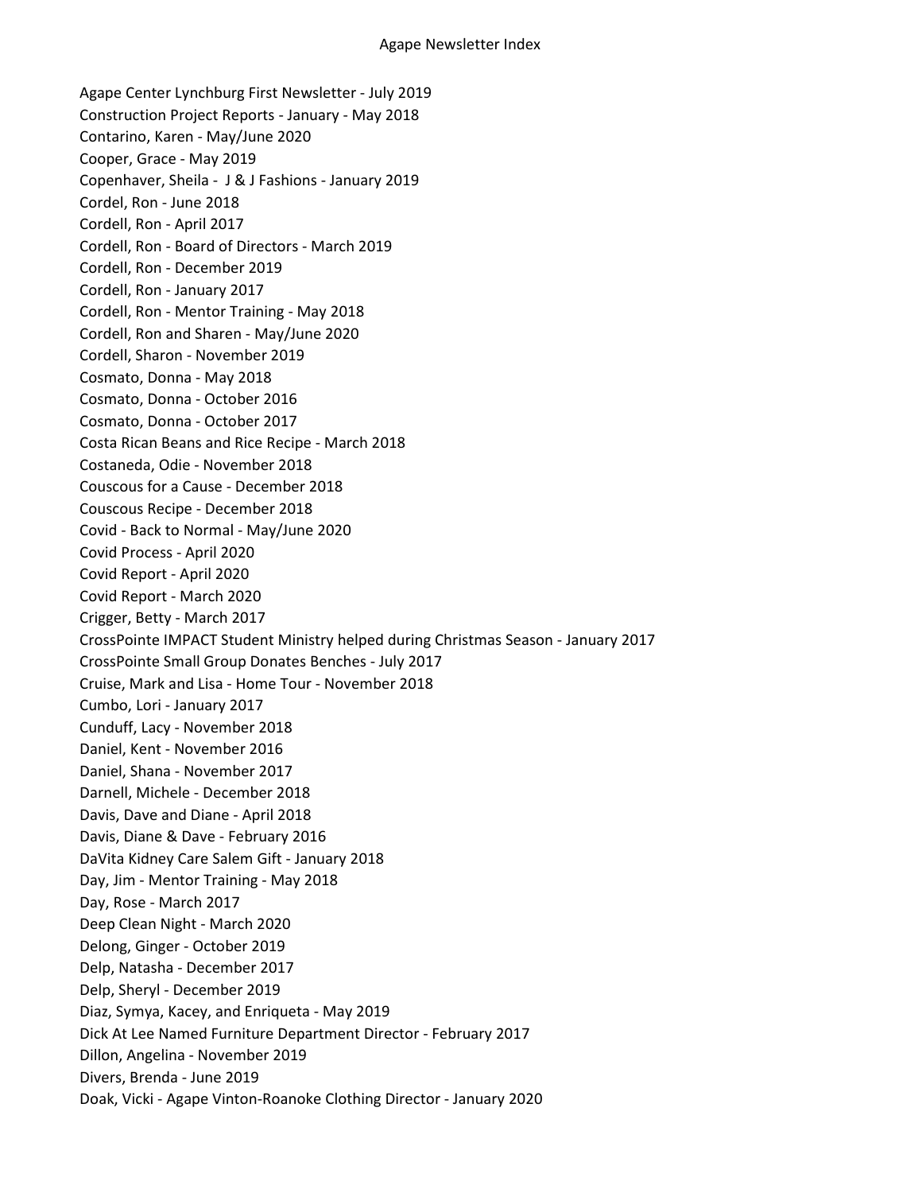Agape Center Lynchburg First Newsletter - July 2019
Construction Project Reports - January - May 2018
Contarino, Karen - May/June 2020
Cooper, Grace - May 2019
Copenhaver, Sheila - J & J Fashions - January 2019
Cordel, Ron - June 2018
Cordell, Ron - April 2017
Cordell, Ron - Board of Directors - March 2019
Cordell, Ron - December 2019
Cordell, Ron - January 2017
Cordell, Ron - Mentor Training - May 2018
Cordell, Ron and Sharen - May/June 2020
Cordell, Sharon - November 2019
Cosmato, Donna - May 2018
Cosmato, Donna - October 2016
Cosmato, Donna - October 2017
Costa Rican Beans and Rice Recipe - March 2018
Costaneda, Odie - November 2018
Couscous for a Cause - December 2018
Couscous Recipe - December 2018
Covid - Back to Normal - May/June 2020
Covid Process - April 2020
Covid Report - April 2020
Covid Report - March 2020
Crigger, Betty - March 2017
CrossPointe IMPACT Student Ministry helped during Christmas Season - January 2017
CrossPointe Small Group Donates Benches - July 2017
Cruise, Mark and Lisa - Home Tour - November 2018
Cumbo, Lori - January 2017
Cunduff, Lacy - November 2018
Daniel, Kent - November 2016
Daniel, Shana - November 2017
Darnell, Michele - December 2018
Davis, Dave and Diane - April 2018
Davis, Diane & Dave - February 2016
DaVita Kidney Care Salem Gift - January 2018
Day, Jim - Mentor Training - May 2018
Day, Rose - March 2017
Deep Clean Night - March 2020
Delong, Ginger - October 2019
Delp, Natasha - December 2017
Delp, Sheryl - December 2019
Diaz, Symya, Kacey, and Enriqueta - May 2019
Dick At Lee Named Furniture Department Director - February 2017
Dillon, Angelina - November 2019
Divers, Brenda - June 2019
Doak, Vicki - Agape Vinton-Roanoke Clothing Director - January 2020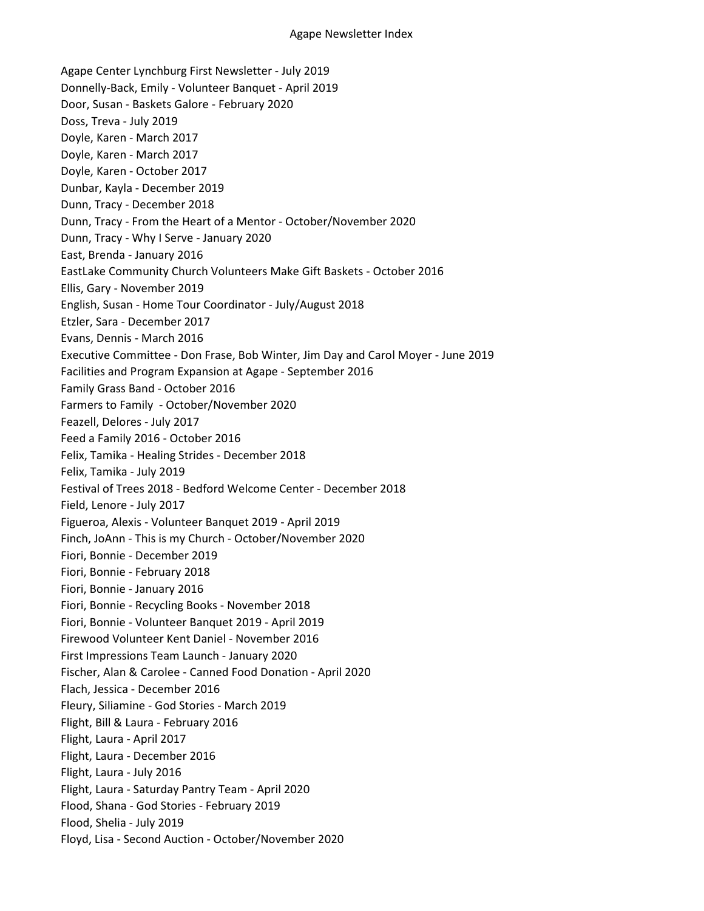Agape Newsletter Index

Agape Center Lynchburg First Newsletter - July 2019
Donnelly-Back, Emily - Volunteer Banquet - April 2019
Door, Susan - Baskets Galore - February 2020
Doss, Treva - July 2019
Doyle, Karen - March 2017
Doyle, Karen - March 2017
Doyle, Karen - October 2017
Dunbar, Kayla - December 2019
Dunn, Tracy - December 2018
Dunn, Tracy - From the Heart of a Mentor - October/November 2020
Dunn, Tracy - Why I Serve - January 2020
East, Brenda - January 2016
EastLake Community Church Volunteers Make Gift Baskets - October 2016
Ellis, Gary - November 2019
English, Susan - Home Tour Coordinator - July/August 2018
Etzler, Sara - December 2017
Evans, Dennis - March 2016
Executive Committee - Don Frase, Bob Winter, Jim Day and Carol Moyer - June 2019
Facilities and Program Expansion at Agape - September 2016
Family Grass Band - October 2016
Farmers to Family - October/November 2020
Feazell, Delores - July 2017
Feed a Family 2016 - October 2016
Felix, Tamika - Healing Strides - December 2018
Felix, Tamika - July 2019
Festival of Trees 2018 - Bedford Welcome Center - December 2018
Field, Lenore - July 2017
Figueroa, Alexis - Volunteer Banquet 2019 - April 2019
Finch, JoAnn - This is my Church - October/November 2020
Fiori, Bonnie - December 2019
Fiori, Bonnie - February 2018
Fiori, Bonnie - January 2016
Fiori, Bonnie - Recycling Books - November 2018
Fiori, Bonnie - Volunteer Banquet 2019 - April 2019
Firewood Volunteer Kent Daniel - November 2016
First Impressions Team Launch - January 2020
Fischer, Alan & Carolee - Canned Food Donation - April 2020
Flach, Jessica - December 2016
Fleury, Siliamine - God Stories - March 2019
Flight, Bill & Laura - February 2016
Flight, Laura - April 2017
Flight, Laura - December 2016
Flight, Laura - July 2016
Flight, Laura - Saturday Pantry Team - April 2020
Flood, Shana - God Stories - February 2019
Flood, Shelia - July 2019
Floyd, Lisa - Second Auction - October/November 2020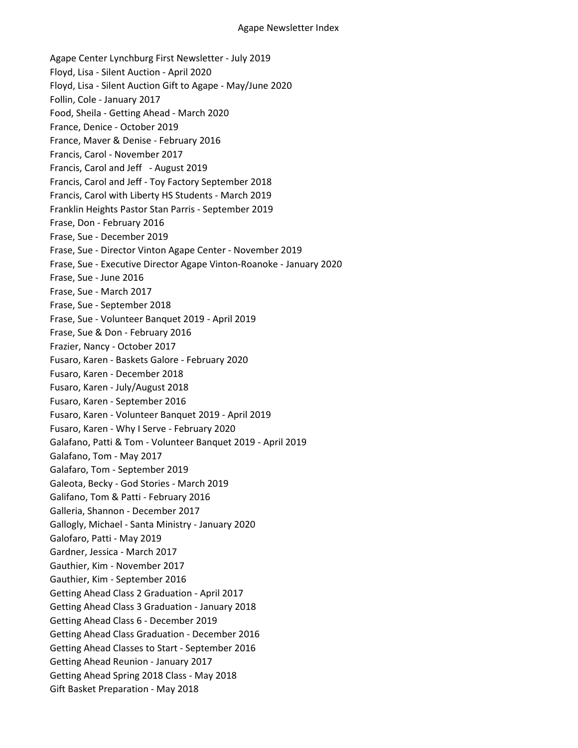Agape Center Lynchburg First Newsletter - July 2019
Floyd, Lisa - Silent Auction - April 2020
Floyd, Lisa - Silent Auction Gift to Agape - May/June 2020
Follin, Cole - January 2017
Food, Sheila - Getting Ahead - March 2020
France, Denice - October 2019
France, Maver & Denise - February 2016
Francis, Carol - November 2017
Francis, Carol and Jeff - August 2019
Francis, Carol and Jeff - Toy Factory September 2018
Francis, Carol with Liberty HS Students - March 2019
Franklin Heights Pastor Stan Parris - September 2019
Frase, Don - February 2016
Frase, Sue - December 2019
Frase, Sue - Director Vinton Agape Center - November 2019
Frase, Sue - Executive Director Agape Vinton-Roanoke - January 2020
Frase, Sue - June 2016
Frase, Sue - March 2017
Frase, Sue - September 2018
Frase, Sue - Volunteer Banquet 2019 - April 2019
Frase, Sue & Don - February 2016
Frazier, Nancy - October 2017
Fusaro, Karen - Baskets Galore - February 2020
Fusaro, Karen - December 2018
Fusaro, Karen - July/August 2018
Fusaro, Karen - September 2016
Fusaro, Karen - Volunteer Banquet 2019 - April 2019
Fusaro, Karen - Why I Serve - February 2020
Galafano, Patti & Tom - Volunteer Banquet 2019 - April 2019
Galafano, Tom - May 2017
Galafaro, Tom - September 2019
Galeota, Becky - God Stories - March 2019
Galifano, Tom & Patti - February 2016
Galleria, Shannon - December 2017
Gallogly, Michael - Santa Ministry - January 2020
Galofaro, Patti - May 2019
Gardner, Jessica - March 2017
Gauthier, Kim - November 2017
Gauthier, Kim - September 2016
Getting Ahead Class 2 Graduation - April 2017
Getting Ahead Class 3 Graduation - January 2018
Getting Ahead Class 6 - December 2019
Getting Ahead Class Graduation - December 2016
Getting Ahead Classes to Start - September 2016
Getting Ahead Reunion - January 2017
Getting Ahead Spring 2018 Class - May 2018
Gift Basket Preparation - May 2018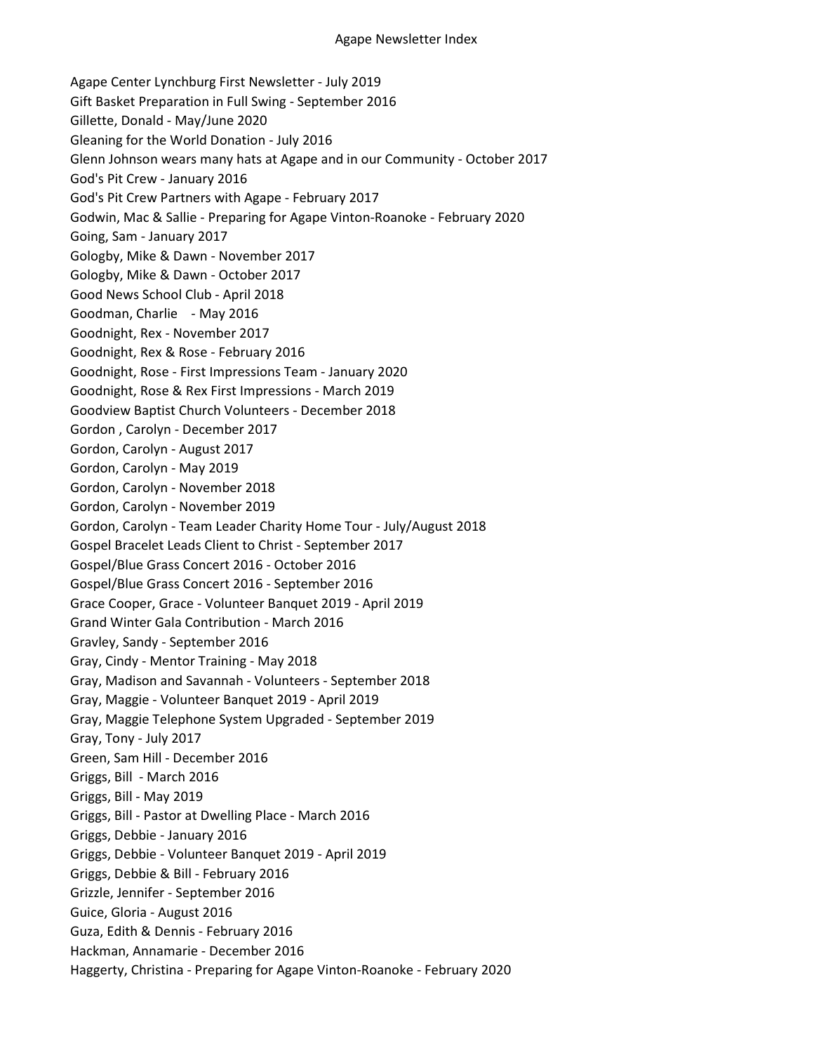Agape Newsletter Index

Agape Center Lynchburg First Newsletter - July 2019
Gift Basket Preparation in Full Swing - September 2016
Gillette, Donald - May/June 2020
Gleaning for the World Donation - July 2016
Glenn Johnson wears many hats at Agape and in our Community - October 2017
God's Pit Crew - January 2016
God's Pit Crew Partners with Agape - February 2017
Godwin, Mac & Sallie - Preparing for Agape Vinton-Roanoke - February 2020
Going, Sam - January 2017
Gologby, Mike & Dawn - November 2017
Gologby, Mike & Dawn - October 2017
Good News School Club - April 2018
Goodman, Charlie - May 2016
Goodnight, Rex - November 2017
Goodnight, Rex & Rose - February 2016
Goodnight, Rose - First Impressions Team - January 2020
Goodnight, Rose & Rex First Impressions - March 2019
Goodview Baptist Church Volunteers - December 2018
Gordon , Carolyn - December 2017
Gordon, Carolyn - August 2017
Gordon, Carolyn - May 2019
Gordon, Carolyn - November 2018
Gordon, Carolyn - November 2019
Gordon, Carolyn - Team Leader Charity Home Tour - July/August 2018
Gospel Bracelet Leads Client to Christ - September 2017
Gospel/Blue Grass Concert 2016 - October 2016
Gospel/Blue Grass Concert 2016 - September 2016
Grace Cooper, Grace - Volunteer Banquet 2019 - April 2019
Grand Winter Gala Contribution - March 2016
Gravley, Sandy - September 2016
Gray, Cindy - Mentor Training - May 2018
Gray, Madison and Savannah - Volunteers - September 2018
Gray, Maggie - Volunteer Banquet 2019 - April 2019
Gray, Maggie Telephone System Upgraded - September 2019
Gray, Tony - July 2017
Green, Sam Hill - December 2016
Griggs, Bill - March 2016
Griggs, Bill - May 2019
Griggs, Bill - Pastor at Dwelling Place - March 2016
Griggs, Debbie - January 2016
Griggs, Debbie - Volunteer Banquet 2019 - April 2019
Griggs, Debbie & Bill - February 2016
Grizzle, Jennifer - September 2016
Guice, Gloria - August 2016
Guza, Edith & Dennis - February 2016
Hackman, Annamarie - December 2016
Haggerty, Christina - Preparing for Agape Vinton-Roanoke - February 2020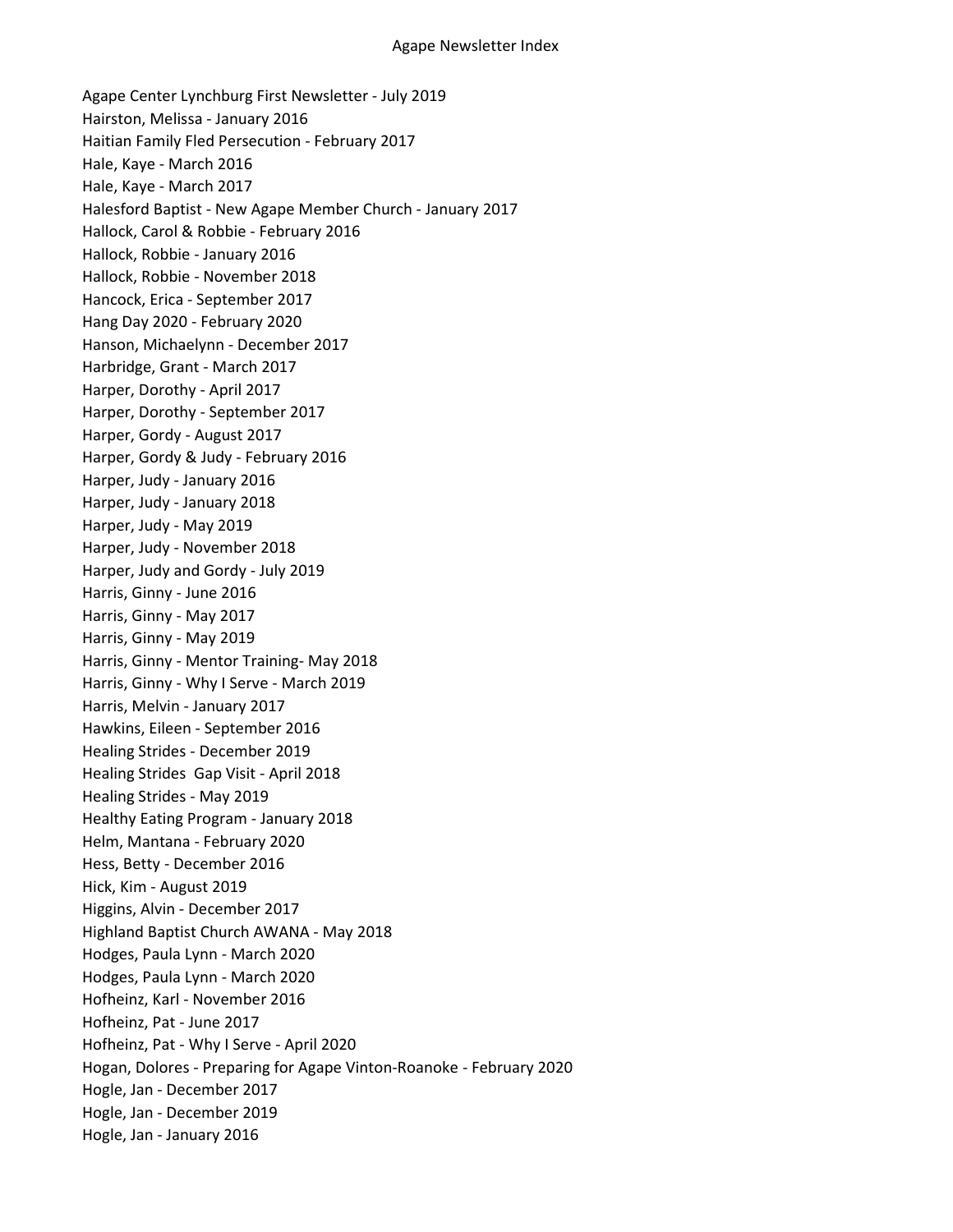Agape Center Lynchburg First Newsletter - July 2019
Hairston, Melissa - January 2016
Haitian Family Fled Persecution - February 2017
Hale, Kaye - March 2016
Hale, Kaye - March 2017
Halesford Baptist - New Agape Member Church - January 2017
Hallock, Carol & Robbie - February 2016
Hallock, Robbie - January 2016
Hallock, Robbie - November 2018
Hancock, Erica - September 2017
Hang Day 2020 - February 2020
Hanson, Michaelynn - December 2017
Harbridge, Grant - March 2017
Harper, Dorothy - April 2017
Harper, Dorothy - September 2017
Harper, Gordy - August 2017
Harper, Gordy & Judy - February 2016
Harper, Judy - January 2016
Harper, Judy - January 2018
Harper, Judy - May 2019
Harper, Judy - November 2018
Harper, Judy and Gordy - July 2019
Harris, Ginny - June 2016
Harris, Ginny - May 2017
Harris, Ginny - May 2019
Harris, Ginny - Mentor Training- May 2018
Harris, Ginny - Why I Serve - March 2019
Harris, Melvin - January 2017
Hawkins, Eileen - September 2016
Healing Strides - December 2019
Healing Strides  Gap Visit - April 2018
Healing Strides - May 2019
Healthy Eating Program - January 2018
Helm, Mantana - February 2020
Hess, Betty - December 2016
Hick, Kim - August 2019
Higgins, Alvin - December 2017
Highland Baptist Church AWANA - May 2018
Hodges, Paula Lynn - March 2020
Hodges, Paula Lynn - March 2020
Hofheinz, Karl - November 2016
Hofheinz, Pat - June 2017
Hofheinz, Pat - Why I Serve - April 2020
Hogan, Dolores - Preparing for Agape Vinton-Roanoke - February 2020
Hogle, Jan - December 2017
Hogle, Jan - December 2019
Hogle, Jan - January 2016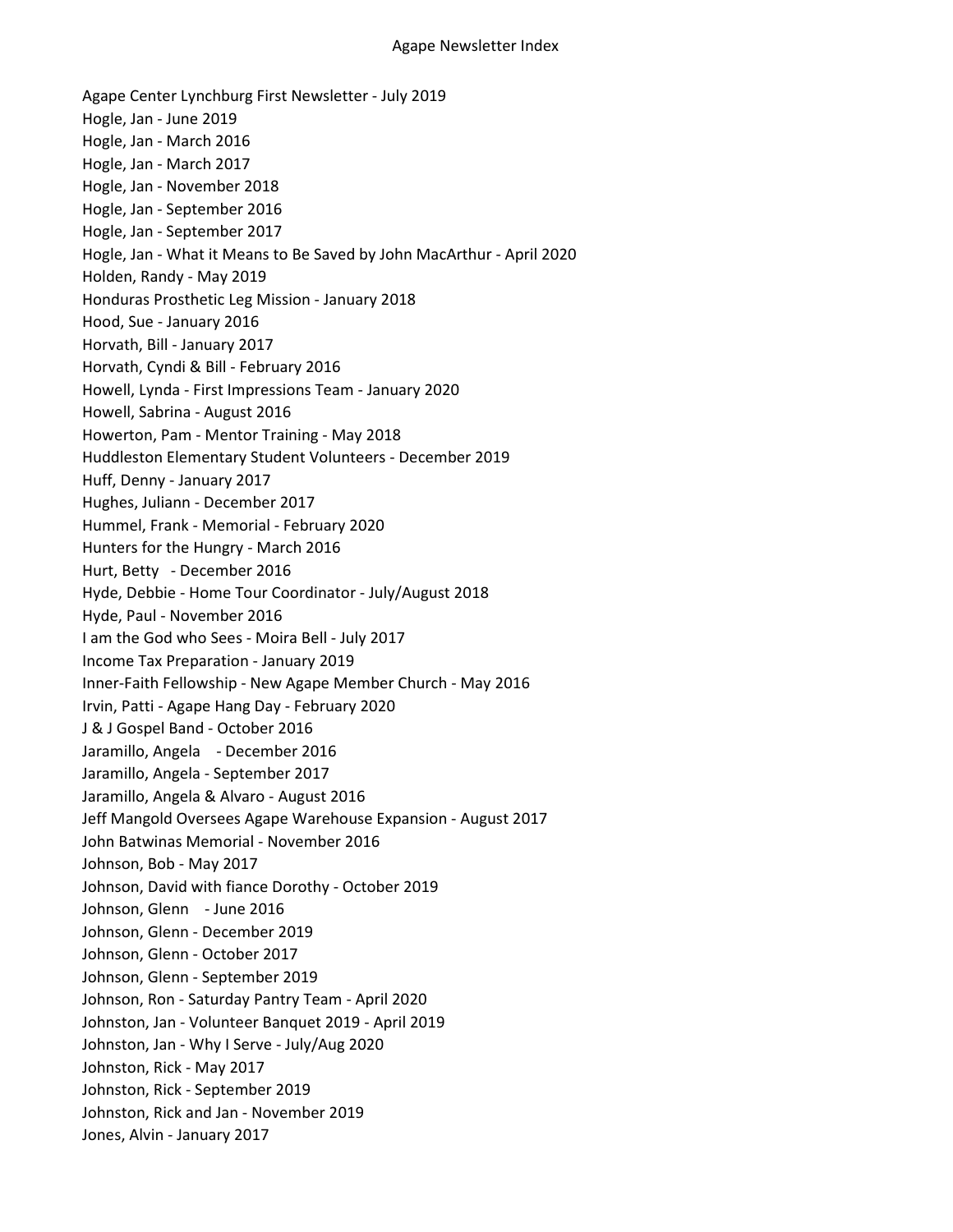Agape Newsletter Index

Agape Center Lynchburg First Newsletter - July 2019
Hogle, Jan - June 2019
Hogle, Jan - March 2016
Hogle, Jan - March 2017
Hogle, Jan - November 2018
Hogle, Jan - September 2016
Hogle, Jan - September 2017
Hogle, Jan - What it Means to Be Saved by John MacArthur - April 2020
Holden, Randy - May 2019
Honduras Prosthetic Leg Mission - January 2018
Hood, Sue - January 2016
Horvath, Bill - January 2017
Horvath, Cyndi & Bill - February 2016
Howell, Lynda - First Impressions Team - January 2020
Howell, Sabrina - August 2016
Howerton, Pam - Mentor Training - May 2018
Huddleston Elementary Student Volunteers - December 2019
Huff, Denny - January 2017
Hughes, Juliann - December 2017
Hummel, Frank - Memorial - February 2020
Hunters for the Hungry - March 2016
Hurt, Betty - December 2016
Hyde, Debbie - Home Tour Coordinator - July/August 2018
Hyde, Paul - November 2016
I am the God who Sees - Moira Bell - July 2017
Income Tax Preparation - January 2019
Inner-Faith Fellowship - New Agape Member Church - May 2016
Irvin, Patti - Agape Hang Day - February 2020
J & J Gospel Band - October 2016
Jaramillo, Angela - December 2016
Jaramillo, Angela - September 2017
Jaramillo, Angela & Alvaro - August 2016
Jeff Mangold Oversees Agape Warehouse Expansion - August 2017
John Batwinas Memorial - November 2016
Johnson, Bob - May 2017
Johnson, David with fiance Dorothy - October 2019
Johnson, Glenn - June 2016
Johnson, Glenn - December 2019
Johnson, Glenn - October 2017
Johnson, Glenn - September 2019
Johnson, Ron - Saturday Pantry Team - April 2020
Johnston, Jan - Volunteer Banquet 2019 - April 2019
Johnston, Jan - Why I Serve - July/Aug 2020
Johnston, Rick - May 2017
Johnston, Rick - September 2019
Johnston, Rick and Jan - November 2019
Jones, Alvin - January 2017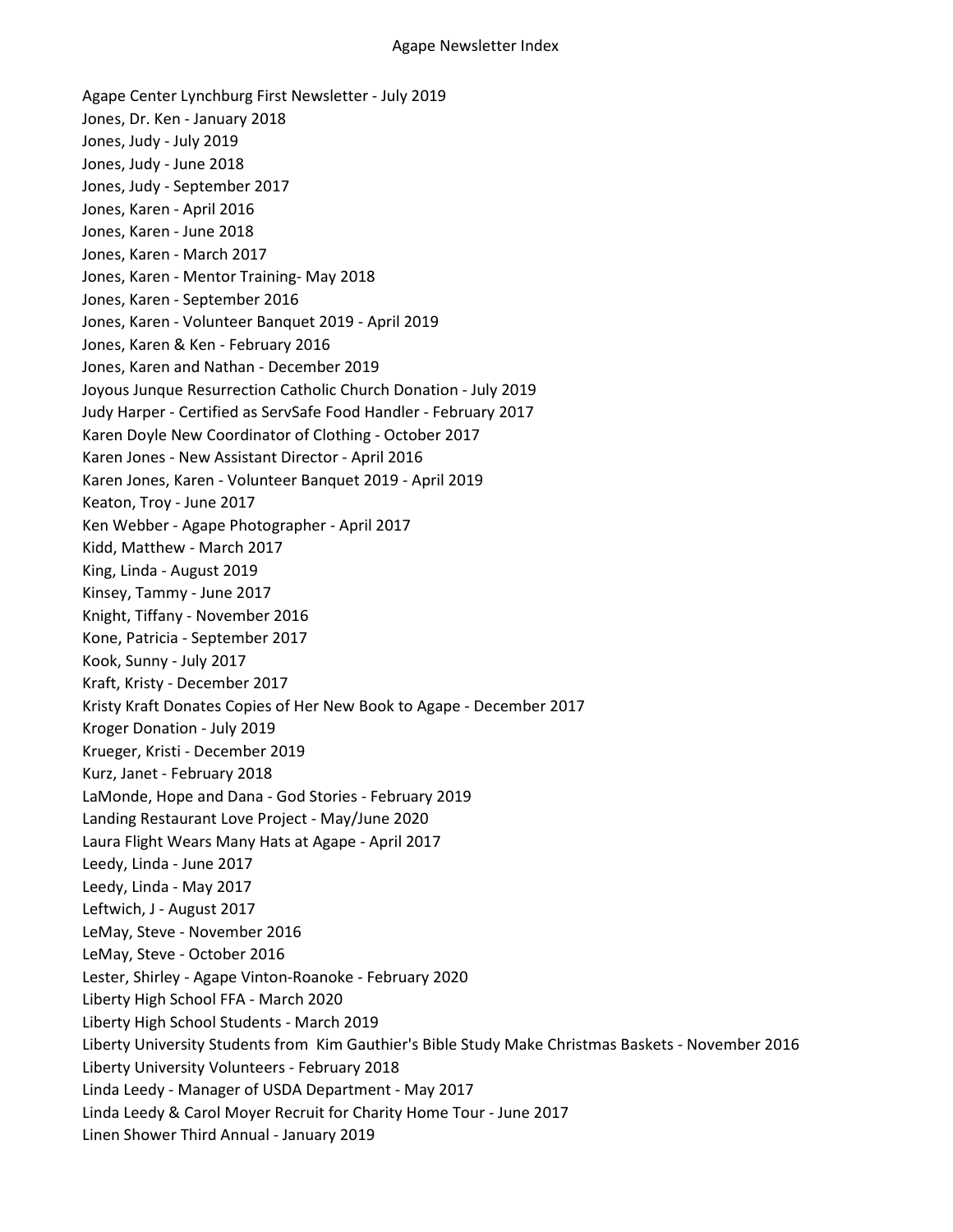Agape Center Lynchburg First Newsletter - July 2019
Jones, Dr. Ken - January 2018
Jones, Judy - July 2019
Jones, Judy - June 2018
Jones, Judy - September 2017
Jones, Karen - April 2016
Jones, Karen - June 2018
Jones, Karen - March 2017
Jones, Karen - Mentor Training- May 2018
Jones, Karen - September 2016
Jones, Karen - Volunteer Banquet 2019 - April 2019
Jones, Karen & Ken - February 2016
Jones, Karen and Nathan - December 2019
Joyous Junque Resurrection Catholic Church Donation - July 2019
Judy Harper - Certified as ServSafe Food Handler - February 2017
Karen Doyle New Coordinator of Clothing - October 2017
Karen Jones - New Assistant Director - April 2016
Karen Jones, Karen - Volunteer Banquet 2019 - April 2019
Keaton, Troy - June 2017
Ken Webber - Agape Photographer - April 2017
Kidd, Matthew - March 2017
King, Linda - August 2019
Kinsey, Tammy - June 2017
Knight, Tiffany - November 2016
Kone, Patricia - September 2017
Kook, Sunny - July 2017
Kraft, Kristy - December 2017
Kristy Kraft Donates Copies of Her New Book to Agape - December 2017
Kroger Donation - July 2019
Krueger, Kristi - December 2019
Kurz, Janet - February 2018
LaMonde, Hope and Dana - God Stories - February 2019
Landing Restaurant Love Project - May/June 2020
Laura Flight Wears Many Hats at Agape - April 2017
Leedy, Linda - June 2017
Leedy, Linda - May 2017
Leftwich, J - August 2017
LeMay, Steve - November 2016
LeMay, Steve - October 2016
Lester, Shirley - Agape Vinton-Roanoke - February 2020
Liberty High School FFA - March 2020
Liberty High School Students - March 2019
Liberty University Students from Kim Gauthier's Bible Study Make Christmas Baskets - November 2016
Liberty University Volunteers - February 2018
Linda Leedy - Manager of USDA Department - May 2017
Linda Leedy & Carol Moyer Recruit for Charity Home Tour - June 2017
Linen Shower Third Annual - January 2019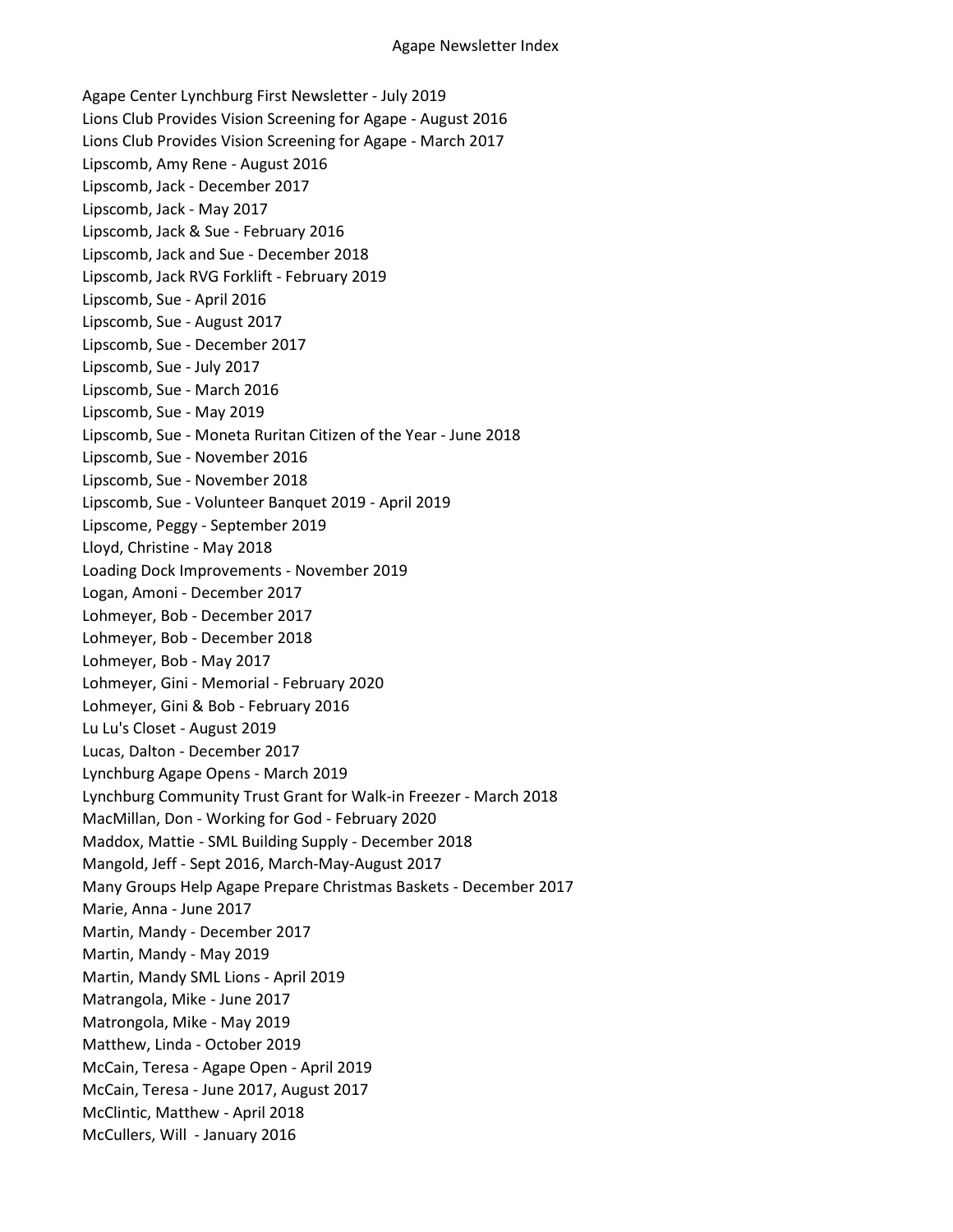Agape Newsletter Index

Agape Center Lynchburg First Newsletter - July 2019
Lions Club Provides Vision Screening for Agape - August 2016
Lions Club Provides Vision Screening for Agape - March 2017
Lipscomb, Amy Rene - August 2016
Lipscomb, Jack - December 2017
Lipscomb, Jack - May 2017
Lipscomb, Jack & Sue - February 2016
Lipscomb, Jack and Sue - December 2018
Lipscomb, Jack RVG Forklift - February 2019
Lipscomb, Sue - April 2016
Lipscomb, Sue - August 2017
Lipscomb, Sue - December 2017
Lipscomb, Sue - July 2017
Lipscomb, Sue - March 2016
Lipscomb, Sue - May 2019
Lipscomb, Sue - Moneta Ruritan Citizen of the Year - June 2018
Lipscomb, Sue - November 2016
Lipscomb, Sue - November 2018
Lipscomb, Sue - Volunteer Banquet 2019 - April 2019
Lipscome, Peggy - September 2019
Lloyd, Christine - May 2018
Loading Dock Improvements - November 2019
Logan, Amoni - December 2017
Lohmeyer, Bob - December 2017
Lohmeyer, Bob - December 2018
Lohmeyer, Bob - May 2017
Lohmeyer, Gini - Memorial - February 2020
Lohmeyer, Gini & Bob - February 2016
Lu Lu's Closet - August 2019
Lucas, Dalton - December 2017
Lynchburg Agape Opens - March 2019
Lynchburg Community Trust Grant for Walk-in Freezer - March 2018
MacMillan, Don - Working for God - February 2020
Maddox, Mattie - SML Building Supply - December 2018
Mangold, Jeff - Sept 2016, March-May-August 2017
Many Groups Help Agape Prepare Christmas Baskets - December 2017
Marie, Anna - June 2017
Martin, Mandy - December 2017
Martin, Mandy - May 2019
Martin, Mandy SML Lions - April 2019
Matrangola, Mike - June 2017
Matrongola, Mike - May 2019
Matthew, Linda - October 2019
McCain, Teresa - Agape Open - April 2019
McCain, Teresa - June 2017, August 2017
McClintic, Matthew - April 2018
McCullers, Will - January 2016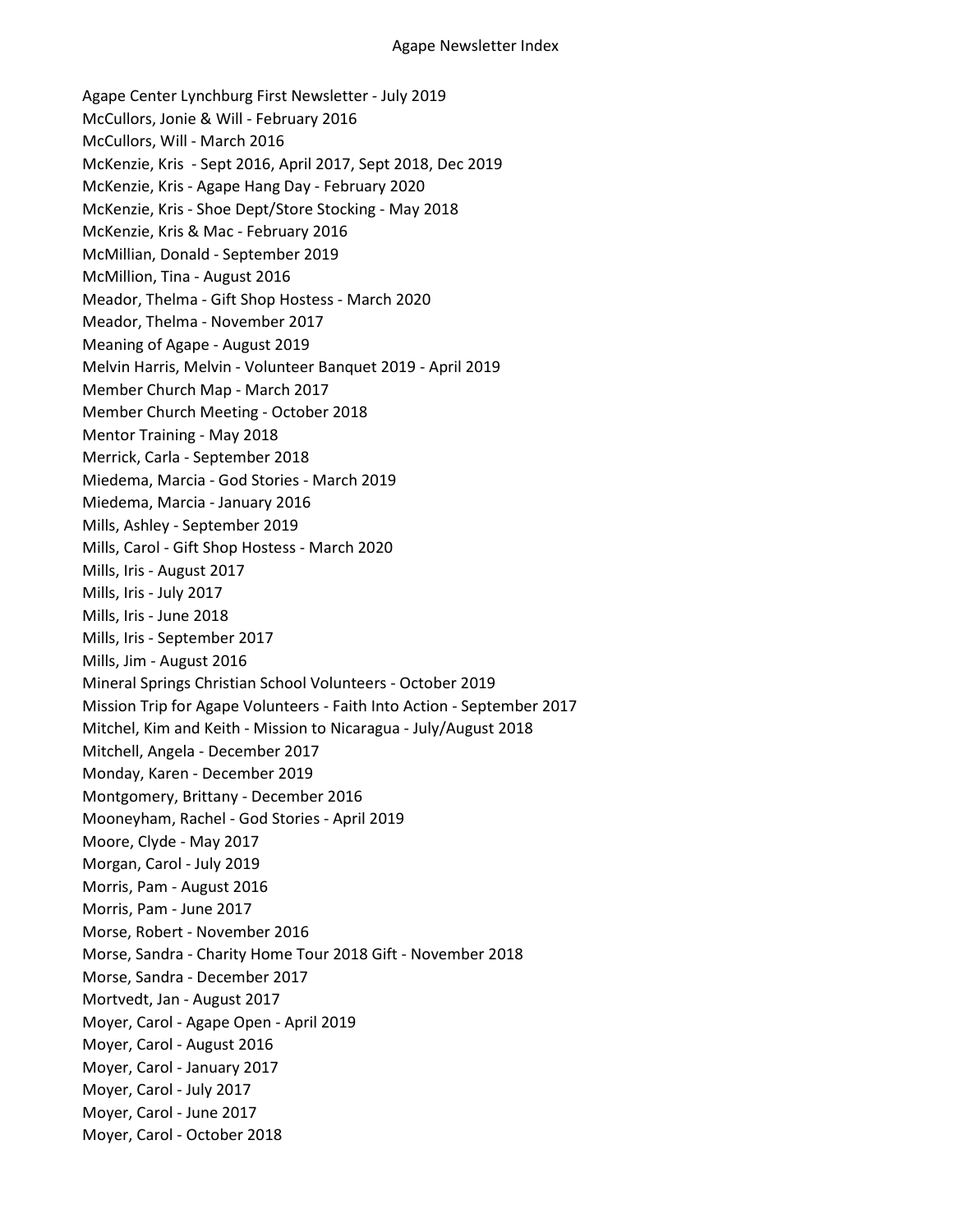Agape Newsletter Index

Agape Center Lynchburg First Newsletter - July 2019
McCullors, Jonie & Will - February 2016
McCullors, Will - March 2016
McKenzie, Kris - Sept 2016, April 2017, Sept 2018, Dec 2019
McKenzie, Kris - Agape Hang Day - February 2020
McKenzie, Kris - Shoe Dept/Store Stocking - May 2018
McKenzie, Kris & Mac - February 2016
McMillian, Donald - September 2019
McMillion, Tina - August 2016
Meador, Thelma - Gift Shop Hostess - March 2020
Meador, Thelma - November 2017
Meaning of Agape - August 2019
Melvin Harris, Melvin - Volunteer Banquet 2019 - April 2019
Member Church Map - March 2017
Member Church Meeting - October 2018
Mentor Training - May 2018
Merrick, Carla - September 2018
Miedema, Marcia - God Stories - March 2019
Miedema, Marcia - January 2016
Mills, Ashley - September 2019
Mills, Carol - Gift Shop Hostess - March 2020
Mills, Iris - August 2017
Mills, Iris - July 2017
Mills, Iris - June 2018
Mills, Iris - September 2017
Mills, Jim - August 2016
Mineral Springs Christian School Volunteers - October 2019
Mission Trip for Agape Volunteers - Faith Into Action - September 2017
Mitchel, Kim and Keith - Mission to Nicaragua - July/August 2018
Mitchell, Angela - December 2017
Monday, Karen - December 2019
Montgomery, Brittany - December 2016
Mooneyham, Rachel - God Stories - April 2019
Moore, Clyde - May 2017
Morgan, Carol - July 2019
Morris, Pam - August 2016
Morris, Pam - June 2017
Morse, Robert - November 2016
Morse, Sandra - Charity Home Tour 2018 Gift - November 2018
Morse, Sandra - December 2017
Mortvedt, Jan - August 2017
Moyer, Carol - Agape Open - April 2019
Moyer, Carol - August 2016
Moyer, Carol - January 2017
Moyer, Carol - July 2017
Moyer, Carol - June 2017
Moyer, Carol - October 2018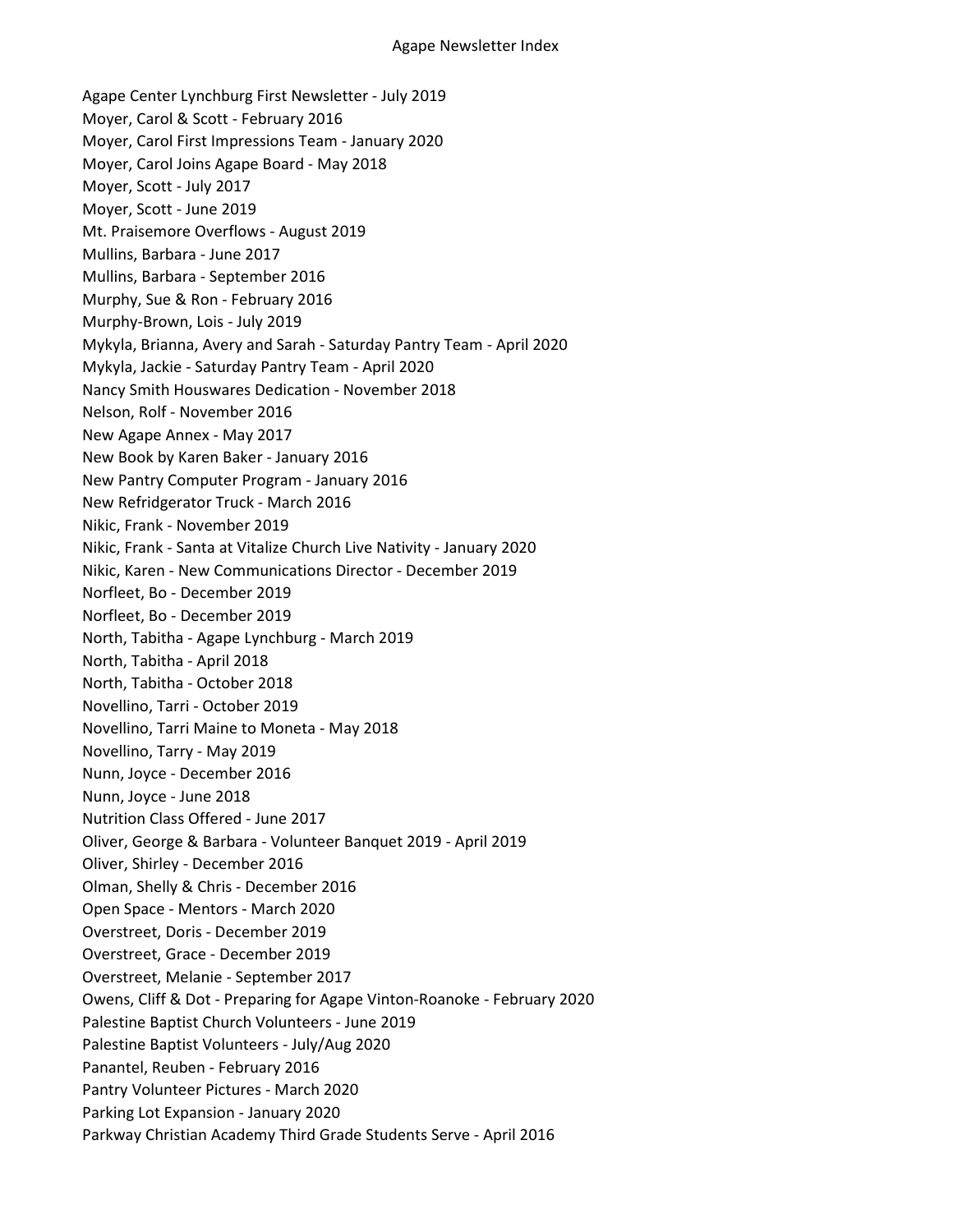Agape Center Lynchburg First Newsletter - July 2019
Moyer, Carol & Scott - February 2016
Moyer, Carol First Impressions Team - January 2020
Moyer, Carol Joins Agape Board - May 2018
Moyer, Scott - July 2017
Moyer, Scott - June 2019
Mt. Praisemore Overflows - August 2019
Mullins, Barbara - June 2017
Mullins, Barbara - September 2016
Murphy, Sue & Ron - February 2016
Murphy-Brown, Lois - July 2019
Mykyla, Brianna, Avery and Sarah - Saturday Pantry Team - April 2020
Mykyla, Jackie - Saturday Pantry Team - April 2020
Nancy Smith Houswares Dedication - November 2018
Nelson, Rolf - November 2016
New Agape Annex - May 2017
New Book by Karen Baker - January 2016
New Pantry Computer Program - January 2016
New Refridgerator Truck - March 2016
Nikic, Frank - November 2019
Nikic, Frank - Santa at Vitalize Church Live Nativity - January 2020
Nikic, Karen - New Communications Director - December 2019
Norfleet, Bo - December 2019
Norfleet, Bo - December 2019
North, Tabitha - Agape Lynchburg - March 2019
North, Tabitha - April 2018
North, Tabitha - October 2018
Novellino, Tarri - October 2019
Novellino, Tarri Maine to Moneta - May 2018
Novellino, Tarry - May 2019
Nunn, Joyce - December 2016
Nunn, Joyce - June 2018
Nutrition Class Offered - June 2017
Oliver, George & Barbara - Volunteer Banquet 2019 - April 2019
Oliver, Shirley - December 2016
Olman, Shelly & Chris - December 2016
Open Space - Mentors - March 2020
Overstreet, Doris - December 2019
Overstreet, Grace - December 2019
Overstreet, Melanie - September 2017
Owens, Cliff & Dot - Preparing for Agape Vinton-Roanoke - February 2020
Palestine Baptist Church Volunteers - June 2019
Palestine Baptist Volunteers - July/Aug 2020
Panantel, Reuben - February 2016
Pantry Volunteer Pictures - March 2020
Parking Lot Expansion - January 2020
Parkway Christian Academy Third Grade Students Serve - April 2016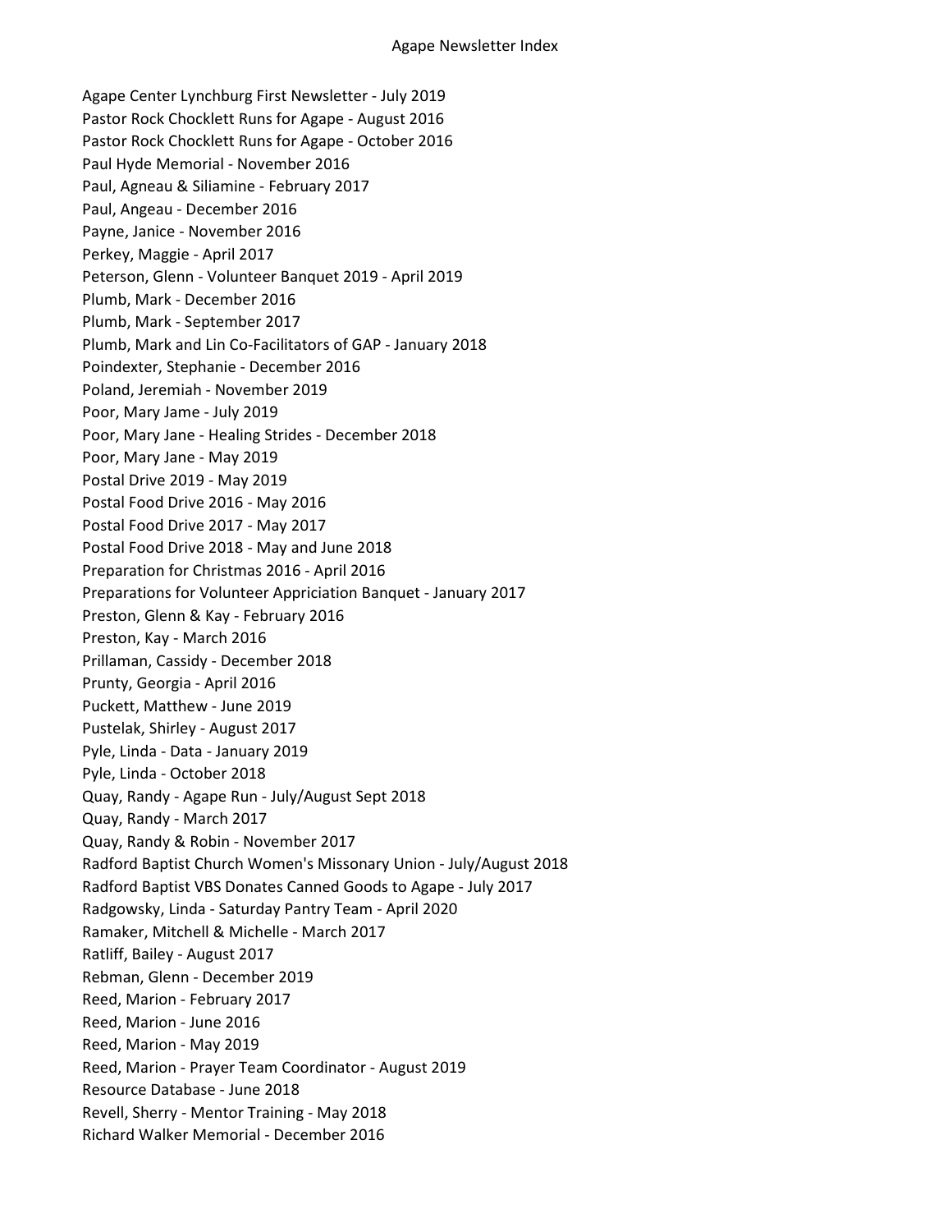Agape Center Lynchburg First Newsletter - July 2019
Pastor Rock Chocklett Runs for Agape - August 2016
Pastor Rock Chocklett Runs for Agape - October 2016
Paul Hyde Memorial - November 2016
Paul, Agneau & Siliamine - February 2017
Paul, Angeau - December 2016
Payne, Janice - November 2016
Perkey, Maggie - April 2017
Peterson, Glenn - Volunteer Banquet 2019 - April 2019
Plumb, Mark - December 2016
Plumb, Mark - September 2017
Plumb, Mark and Lin Co-Facilitators of GAP - January 2018
Poindexter, Stephanie - December 2016
Poland, Jeremiah - November 2019
Poor, Mary Jame - July 2019
Poor, Mary Jane - Healing Strides - December 2018
Poor, Mary Jane - May 2019
Postal Drive 2019 - May 2019
Postal Food Drive 2016 - May 2016
Postal Food Drive 2017 - May 2017
Postal Food Drive 2018 - May and June 2018
Preparation for Christmas 2016 - April 2016
Preparations for Volunteer Appriciation Banquet - January 2017
Preston, Glenn & Kay - February 2016
Preston, Kay - March 2016
Prillaman, Cassidy - December 2018
Prunty, Georgia - April 2016
Puckett, Matthew - June 2019
Pustelak, Shirley - August 2017
Pyle, Linda - Data - January 2019
Pyle, Linda - October 2018
Quay, Randy - Agape Run - July/August Sept 2018
Quay, Randy - March 2017
Quay, Randy & Robin - November 2017
Radford Baptist Church Women's Missonary Union - July/August 2018
Radford Baptist VBS Donates Canned Goods to Agape - July 2017
Radgowsky, Linda - Saturday Pantry Team - April 2020
Ramaker, Mitchell & Michelle - March 2017
Ratliff, Bailey - August 2017
Rebman, Glenn - December 2019
Reed, Marion - February 2017
Reed, Marion - June 2016
Reed, Marion - May 2019
Reed, Marion - Prayer Team Coordinator - August 2019
Resource Database - June 2018
Revell, Sherry - Mentor Training - May 2018
Richard Walker Memorial - December 2016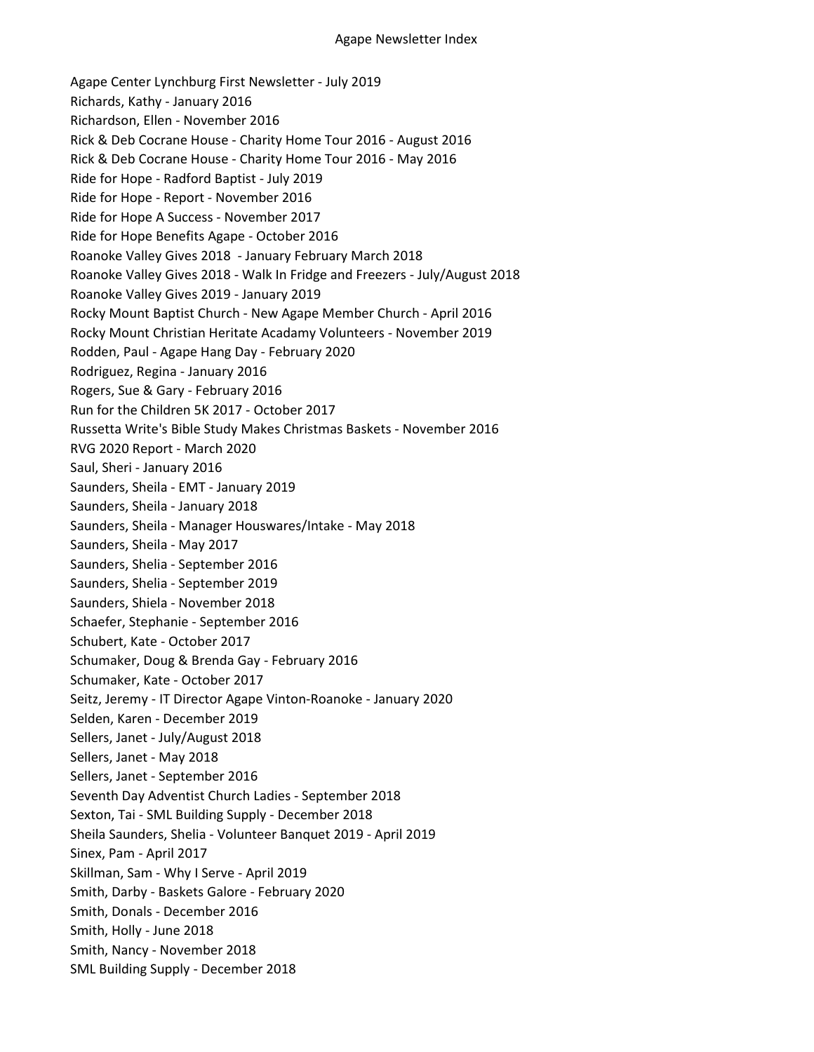Agape Center Lynchburg First Newsletter - July 2019
Richards, Kathy - January 2016
Richardson, Ellen - November 2016
Rick & Deb Cocrane House - Charity Home Tour 2016 - August 2016
Rick & Deb Cocrane House - Charity Home Tour 2016 - May 2016
Ride for Hope - Radford Baptist - July 2019
Ride for Hope - Report - November 2016
Ride for Hope A Success - November 2017
Ride for Hope Benefits Agape - October 2016
Roanoke Valley Gives 2018 - January February March 2018
Roanoke Valley Gives 2018 - Walk In Fridge and Freezers - July/August 2018
Roanoke Valley Gives 2019 - January 2019
Rocky Mount Baptist Church - New Agape Member Church - April 2016
Rocky Mount Christian Heritate Acadamy Volunteers - November 2019
Rodden, Paul - Agape Hang Day - February 2020
Rodriguez, Regina - January 2016
Rogers, Sue & Gary - February 2016
Run for the Children 5K 2017 - October 2017
Russetta Write's Bible Study Makes Christmas Baskets - November 2016
RVG 2020 Report - March 2020
Saul, Sheri - January 2016
Saunders, Sheila - EMT - January 2019
Saunders, Sheila - January 2018
Saunders, Sheila - Manager Houswares/Intake - May 2018
Saunders, Sheila - May 2017
Saunders, Shelia - September 2016
Saunders, Shelia - September 2019
Saunders, Shiela - November 2018
Schaefer, Stephanie - September 2016
Schubert, Kate - October 2017
Schumaker, Doug & Brenda Gay - February 2016
Schumaker, Kate - October 2017
Seitz, Jeremy - IT Director Agape Vinton-Roanoke - January 2020
Selden, Karen - December 2019
Sellers, Janet - July/August 2018
Sellers, Janet - May 2018
Sellers, Janet - September 2016
Seventh Day Adventist Church Ladies - September 2018
Sexton, Tai - SML Building Supply - December 2018
Sheila Saunders, Shelia - Volunteer Banquet 2019 - April 2019
Sinex, Pam - April 2017
Skillman, Sam - Why I Serve - April 2019
Smith, Darby - Baskets Galore - February 2020
Smith, Donals - December 2016
Smith, Holly - June 2018
Smith, Nancy - November 2018
SML Building Supply - December 2018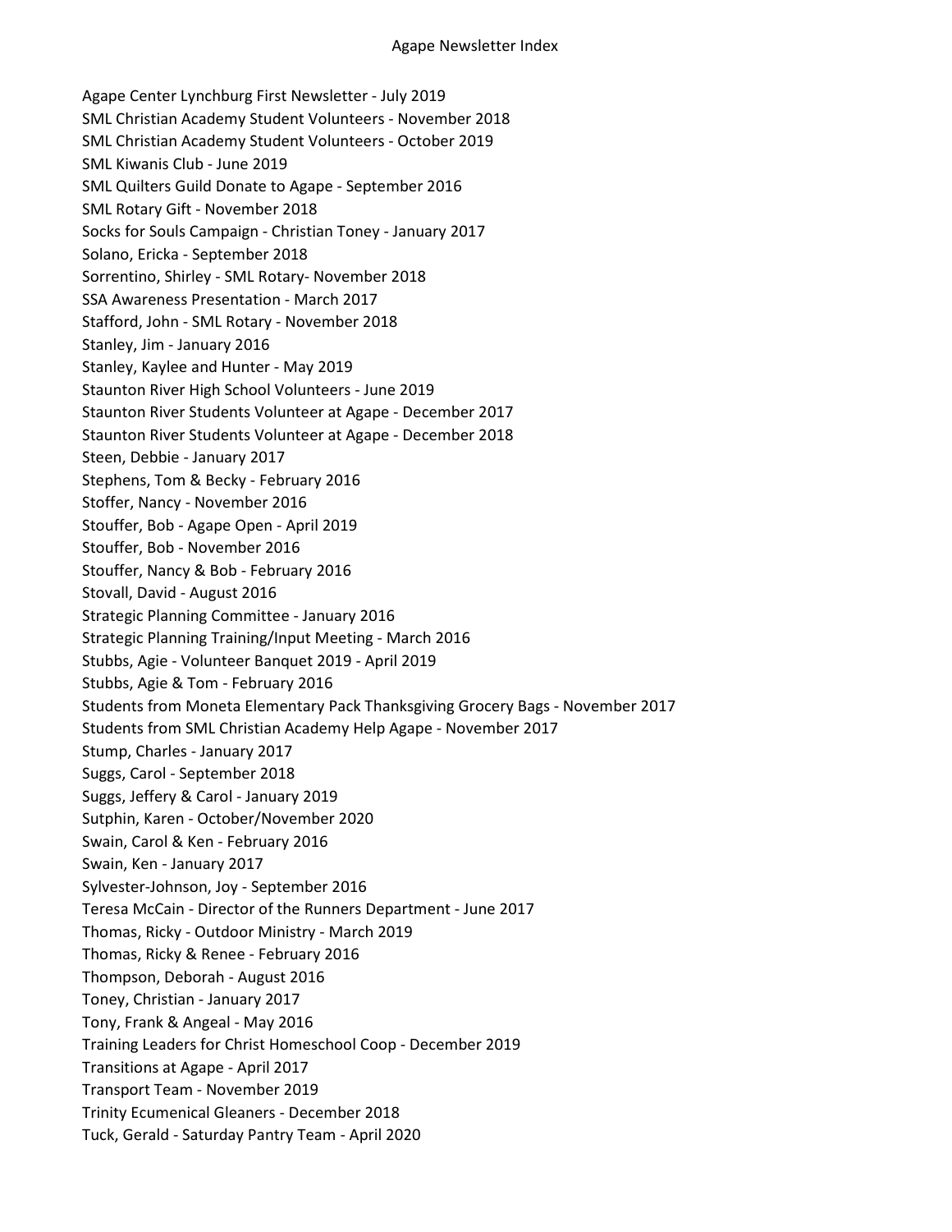Agape Center Lynchburg First Newsletter - July 2019
SML Christian Academy Student Volunteers - November 2018
SML Christian Academy Student Volunteers - October 2019
SML Kiwanis Club - June 2019
SML Quilters Guild Donate to Agape - September 2016
SML Rotary Gift - November 2018
Socks for Souls Campaign - Christian Toney - January 2017
Solano, Ericka - September 2018
Sorrentino, Shirley - SML Rotary- November 2018
SSA Awareness Presentation - March 2017
Stafford, John - SML Rotary - November 2018
Stanley, Jim - January 2016
Stanley, Kaylee and Hunter - May 2019
Staunton River High School Volunteers - June 2019
Staunton River Students Volunteer at Agape - December 2017
Staunton River Students Volunteer at Agape - December 2018
Steen, Debbie - January 2017
Stephens, Tom & Becky - February 2016
Stoffer, Nancy - November 2016
Stouffer, Bob - Agape Open - April 2019
Stouffer, Bob - November 2016
Stouffer, Nancy & Bob - February 2016
Stovall, David - August 2016
Strategic Planning Committee - January 2016
Strategic Planning Training/Input Meeting - March 2016
Stubbs, Agie - Volunteer Banquet 2019 - April 2019
Stubbs, Agie & Tom - February 2016
Students from Moneta Elementary Pack Thanksgiving Grocery Bags - November 2017
Students from SML Christian Academy Help Agape - November 2017
Stump, Charles - January 2017
Suggs, Carol - September 2018
Suggs, Jeffery & Carol - January 2019
Sutphin, Karen - October/November 2020
Swain, Carol & Ken - February 2016
Swain, Ken - January 2017
Sylvester-Johnson, Joy - September 2016
Teresa McCain - Director of the Runners Department - June 2017
Thomas, Ricky - Outdoor Ministry - March 2019
Thomas, Ricky & Renee - February 2016
Thompson, Deborah - August 2016
Toney, Christian - January 2017
Tony, Frank & Angeal - May 2016
Training Leaders for Christ Homeschool Coop - December 2019
Transitions at Agape - April 2017
Transport Team - November 2019
Trinity Ecumenical Gleaners - December 2018
Tuck, Gerald - Saturday Pantry Team - April 2020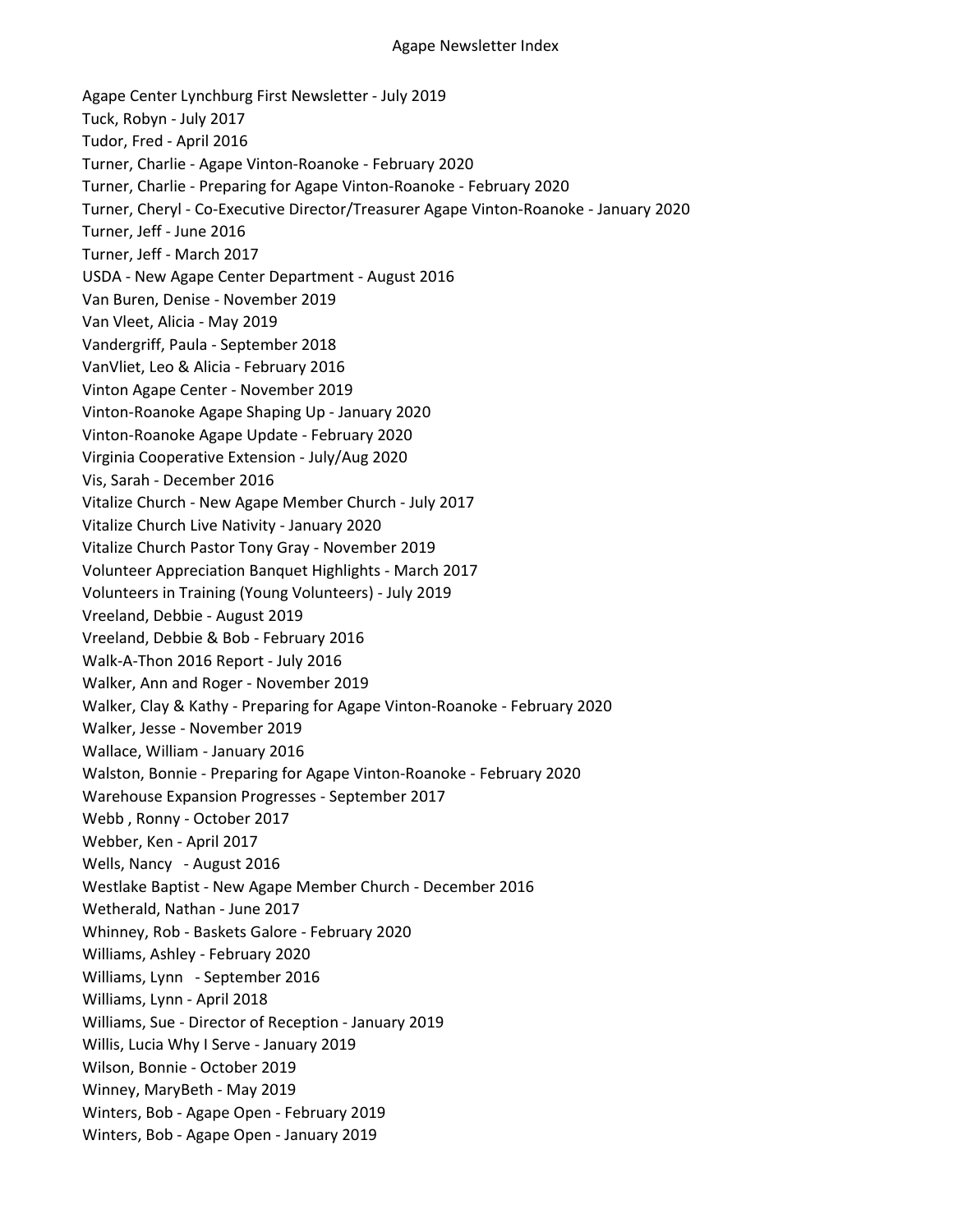Agape Center Lynchburg First Newsletter - July 2019
Tuck, Robyn - July 2017
Tudor, Fred - April 2016
Turner, Charlie - Agape Vinton-Roanoke - February 2020
Turner, Charlie - Preparing for Agape Vinton-Roanoke - February 2020
Turner, Cheryl - Co-Executive Director/Treasurer Agape Vinton-Roanoke - January 2020
Turner, Jeff - June 2016
Turner, Jeff - March 2017
USDA - New Agape Center Department - August 2016
Van Buren, Denise - November 2019
Van Vleet, Alicia - May 2019
Vandergriff, Paula - September 2018
VanVliet, Leo & Alicia - February 2016
Vinton Agape Center - November 2019
Vinton-Roanoke Agape Shaping Up - January 2020
Vinton-Roanoke Agape Update - February 2020
Virginia Cooperative Extension - July/Aug 2020
Vis, Sarah - December 2016
Vitalize Church - New Agape Member Church - July 2017
Vitalize Church Live Nativity - January 2020
Vitalize Church Pastor Tony Gray - November 2019
Volunteer Appreciation Banquet Highlights - March 2017
Volunteers in Training (Young Volunteers) - July 2019
Vreeland, Debbie - August 2019
Vreeland, Debbie & Bob - February 2016
Walk-A-Thon 2016 Report - July 2016
Walker, Ann and Roger - November 2019
Walker, Clay & Kathy - Preparing for Agape Vinton-Roanoke - February 2020
Walker, Jesse - November 2019
Wallace, William - January 2016
Walston, Bonnie - Preparing for Agape Vinton-Roanoke - February 2020
Warehouse Expansion Progresses - September 2017
Webb , Ronny - October 2017
Webber, Ken - April 2017
Wells, Nancy - August 2016
Westlake Baptist - New Agape Member Church - December 2016
Wetherald, Nathan - June 2017
Whinney, Rob - Baskets Galore - February 2020
Williams, Ashley - February 2020
Williams, Lynn - September 2016
Williams, Lynn - April 2018
Williams, Sue - Director of Reception - January 2019
Willis, Lucia Why I Serve - January 2019
Wilson, Bonnie - October 2019
Winney, MaryBeth - May 2019
Winters, Bob - Agape Open - February 2019
Winters, Bob - Agape Open - January 2019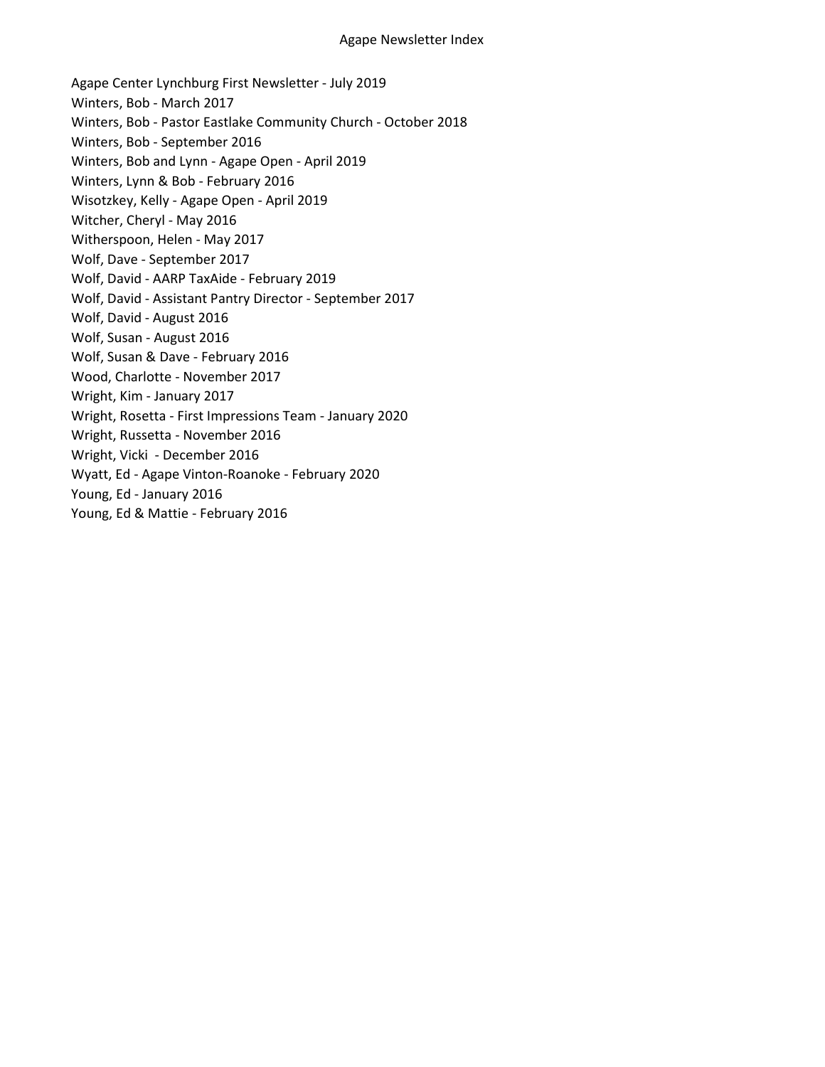Agape Center Lynchburg First Newsletter - July 2019
Winters, Bob - March 2017
Winters, Bob - Pastor Eastlake Community Church - October 2018
Winters, Bob - September 2016
Winters, Bob and Lynn - Agape Open - April 2019
Winters, Lynn & Bob - February 2016
Wisotzkey, Kelly - Agape Open - April 2019
Witcher, Cheryl - May 2016
Witherspoon, Helen - May 2017
Wolf, Dave - September 2017
Wolf, David - AARP TaxAide - February 2019
Wolf, David - Assistant Pantry Director - September 2017
Wolf, David - August 2016
Wolf, Susan - August 2016
Wolf, Susan & Dave - February 2016
Wood, Charlotte - November 2017
Wright, Kim - January 2017
Wright, Rosetta - First Impressions Team - January 2020
Wright, Russetta - November 2016
Wright, Vicki - December 2016
Wyatt, Ed - Agape Vinton-Roanoke - February 2020
Young, Ed - January 2016
Young, Ed & Mattie - February 2016